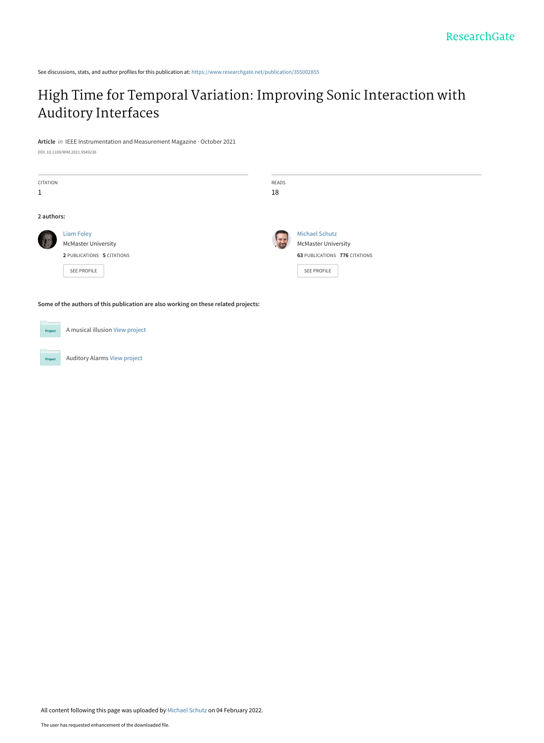See discussions, stats, and author profiles for this publication at: https://www.researchgate.net/publication/355002855

# High Time for Temporal Variation: Improving Sonic Interaction with Auditory Interfaces

**Article** *in* IEEE Instrumentation and Measurement Magazine · October 2021

DOI: 10.1109/MIM.2021.9549230

| CITATION | READS |
| --- | --- |
| 1 | 18 |

**2 authors:**

**Liam Foley**
McMaster University
2 PUBLICATIONS 5 CITATIONS
SEE PROFILE

**Michael Schutz**
McMaster University
63 PUBLICATIONS 776 CITATIONS
SEE PROFILE

**Some of the authors of this publication are also working on these related projects:**

A musical illusion View project

Auditory Alarms View project

All content following this page was uploaded by Michael Schutz on 04 February 2022.

The user has requested enhancement of the downloaded file.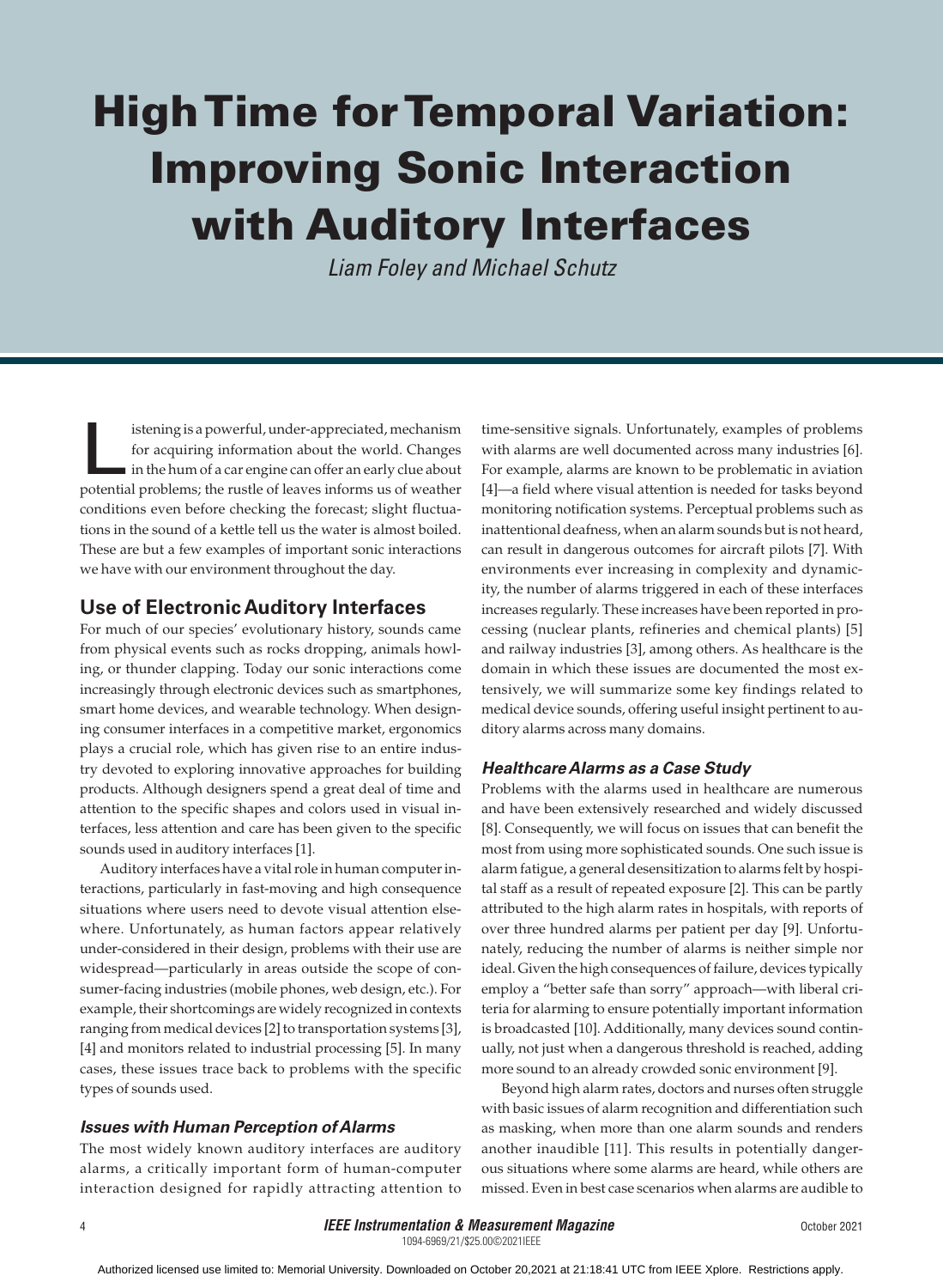# High Time for Temporal Variation: Improving Sonic Interaction with Auditory Interfaces

*Liam Foley and Michael Schutz*

Listening is a powerful, under-appreciated, mechanism for acquiring information about the world. Changes in the hum of a car engine can offer an early clue about potential problems; the rustle of leaves informs us of weather conditions even before checking the forecast; slight fluctuations in the sound of a kettle tell us the water is almost boiled. These are but a few examples of important sonic interactions we have with our environment throughout the day.

## Use of Electronic Auditory Interfaces

For much of our species' evolutionary history, sounds came from physical events such as rocks dropping, animals howling, or thunder clapping. Today our sonic interactions come increasingly through electronic devices such as smartphones, smart home devices, and wearable technology. When designing consumer interfaces in a competitive market, ergonomics plays a crucial role, which has given rise to an entire industry devoted to exploring innovative approaches for building products. Although designers spend a great deal of time and attention to the specific shapes and colors used in visual interfaces, less attention and care has been given to the specific sounds used in auditory interfaces [1].

Auditory interfaces have a vital role in human computer interactions, particularly in fast-moving and high consequence situations where users need to devote visual attention elsewhere. Unfortunately, as human factors appear relatively under-considered in their design, problems with their use are widespread—particularly in areas outside the scope of consumer-facing industries (mobile phones, web design, etc.). For example, their shortcomings are widely recognized in contexts ranging from medical devices [2] to transportation systems [3], [4] and monitors related to industrial processing [5]. In many cases, these issues trace back to problems with the specific types of sounds used.

### *Issues with Human Perception of Alarms*

The most widely known auditory interfaces are auditory alarms, a critically important form of human-computer interaction designed for rapidly attracting attention to time-sensitive signals. Unfortunately, examples of problems with alarms are well documented across many industries [6]. For example, alarms are known to be problematic in aviation [4]—a field where visual attention is needed for tasks beyond monitoring notification systems. Perceptual problems such as inattentional deafness, when an alarm sounds but is not heard, can result in dangerous outcomes for aircraft pilots [7]. With environments ever increasing in complexity and dynamicity, the number of alarms triggered in each of these interfaces increases regularly. These increases have been reported in processing (nuclear plants, refineries and chemical plants) [5] and railway industries [3], among others. As healthcare is the domain in which these issues are documented the most extensively, we will summarize some key findings related to medical device sounds, offering useful insight pertinent to auditory alarms across many domains.

### *Healthcare Alarms as a Case Study*

Problems with the alarms used in healthcare are numerous and have been extensively researched and widely discussed [8]. Consequently, we will focus on issues that can benefit the most from using more sophisticated sounds. One such issue is alarm fatigue, a general desensitization to alarms felt by hospital staff as a result of repeated exposure [2]. This can be partly attributed to the high alarm rates in hospitals, with reports of over three hundred alarms per patient per day [9]. Unfortunately, reducing the number of alarms is neither simple nor ideal. Given the high consequences of failure, devices typically employ a "better safe than sorry" approach—with liberal criteria for alarming to ensure potentially important information is broadcasted [10]. Additionally, many devices sound continually, not just when a dangerous threshold is reached, adding more sound to an already crowded sonic environment [9].

Beyond high alarm rates, doctors and nurses often struggle with basic issues of alarm recognition and differentiation such as masking, when more than one alarm sounds and renders another inaudible [11]. This results in potentially dangerous situations where some alarms are heard, while others are missed. Even in best case scenarios when alarms are audible to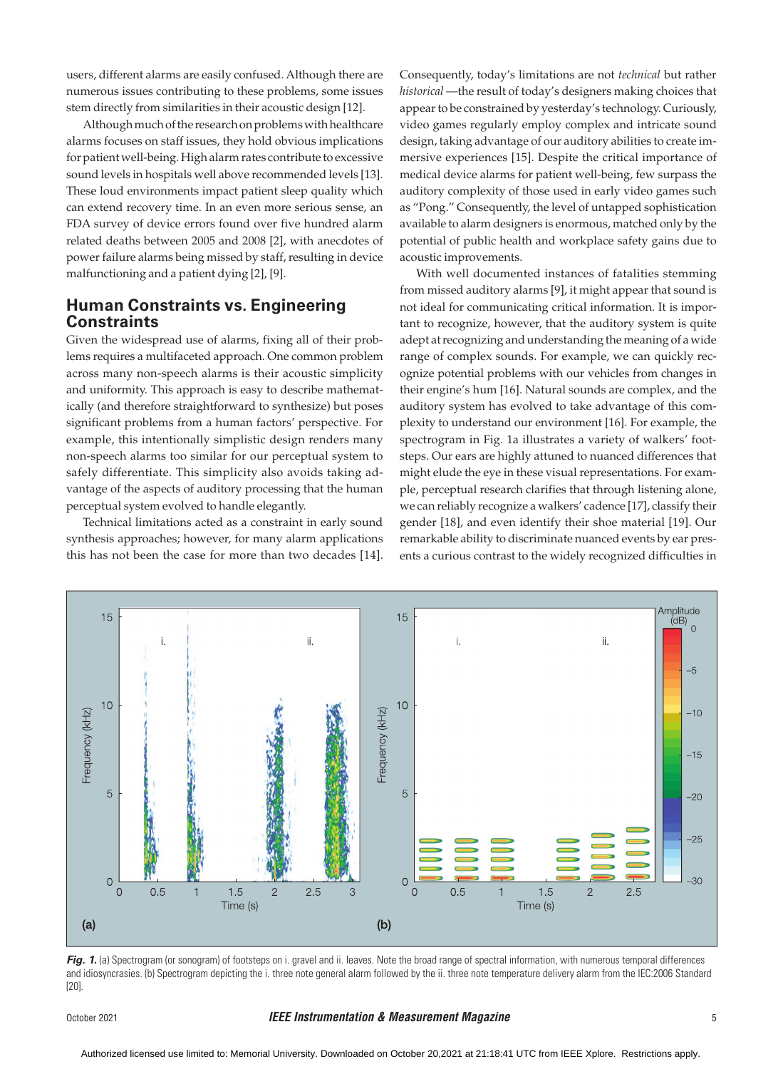users, different alarms are easily confused. Although there are numerous issues contributing to these problems, some issues stem directly from similarities in their acoustic design [12].

Although much of the research on problems with healthcare alarms focuses on staff issues, they hold obvious implications for patient well-being. High alarm rates contribute to excessive sound levels in hospitals well above recommended levels [13]. These loud environments impact patient sleep quality which can extend recovery time. In an even more serious sense, an FDA survey of device errors found over five hundred alarm related deaths between 2005 and 2008 [2], with anecdotes of power failure alarms being missed by staff, resulting in device malfunctioning and a patient dying [2], [9].

## Human Constraints vs. Engineering Constraints

Given the widespread use of alarms, fixing all of their problems requires a multifaceted approach. One common problem across many non-speech alarms is their acoustic simplicity and uniformity. This approach is easy to describe mathematically (and therefore straightforward to synthesize) but poses significant problems from a human factors' perspective. For example, this intentionally simplistic design renders many non-speech alarms too similar for our perceptual system to safely differentiate. This simplicity also avoids taking advantage of the aspects of auditory processing that the human perceptual system evolved to handle elegantly.

Technical limitations acted as a constraint in early sound synthesis approaches; however, for many alarm applications this has not been the case for more than two decades [14]. Consequently, today's limitations are not *technical* but rather *historical* —the result of today's designers making choices that appear to be constrained by yesterday's technology. Curiously, video games regularly employ complex and intricate sound design, taking advantage of our auditory abilities to create immersive experiences [15]. Despite the critical importance of medical device alarms for patient well-being, few surpass the auditory complexity of those used in early video games such as "Pong." Consequently, the level of untapped sophistication available to alarm designers is enormous, matched only by the potential of public health and workplace safety gains due to acoustic improvements.

With well documented instances of fatalities stemming from missed auditory alarms [9], it might appear that sound is not ideal for communicating critical information. It is important to recognize, however, that the auditory system is quite adept at recognizing and understanding the meaning of a wide range of complex sounds. For example, we can quickly recognize potential problems with our vehicles from changes in their engine's hum [16]. Natural sounds are complex, and the auditory system has evolved to take advantage of this complexity to understand our environment [16]. For example, the spectrogram in Fig. 1a illustrates a variety of walkers' footsteps. Our ears are highly attuned to nuanced differences that might elude the eye in these visual representations. For example, perceptual research clarifies that through listening alone, we can reliably recognize a walkers' cadence [17], classify their gender [18], and even identify their shoe material [19]. Our remarkable ability to discriminate nuanced events by ear presents a curious contrast to the widely recognized difficulties in

***Fig. 1.*** (a) Spectrogram (or sonogram) of footsteps on i. gravel and ii. leaves. Note the broad range of spectral information, with numerous temporal differences and idiosyncrasies. (b) Spectrogram depicting the i. three note general alarm followed by the ii. three note temperature delivery alarm from the IEC:2006 Standard [20].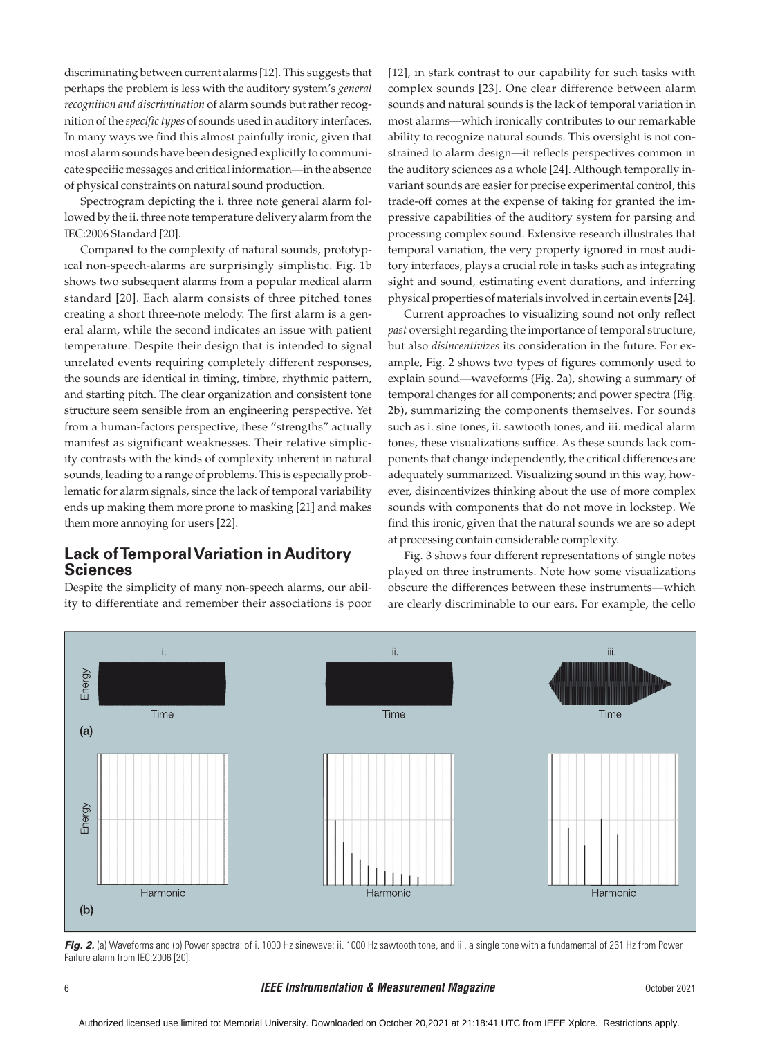discriminating between current alarms [12]. This suggests that perhaps the problem is less with the auditory system's *general recognition and discrimination* of alarm sounds but rather recognition of the *specific types* of sounds used in auditory interfaces. In many ways we find this almost painfully ironic, given that most alarm sounds have been designed explicitly to communicate specific messages and critical information—in the absence of physical constraints on natural sound production.

Spectrogram depicting the i. three note general alarm followed by the ii. three note temperature delivery alarm from the IEC:2006 Standard [20].

Compared to the complexity of natural sounds, prototypical non-speech-alarms are surprisingly simplistic. Fig. 1b shows two subsequent alarms from a popular medical alarm standard [20]. Each alarm consists of three pitched tones creating a short three-note melody. The first alarm is a general alarm, while the second indicates an issue with patient temperature. Despite their design that is intended to signal unrelated events requiring completely different responses, the sounds are identical in timing, timbre, rhythmic pattern, and starting pitch. The clear organization and consistent tone structure seem sensible from an engineering perspective. Yet from a human-factors perspective, these "strengths" actually manifest as significant weaknesses. Their relative simplicity contrasts with the kinds of complexity inherent in natural sounds, leading to a range of problems. This is especially problematic for alarm signals, since the lack of temporal variability ends up making them more prone to masking [21] and makes them more annoying for users [22].

## Lack of Temporal Variation in Auditory Sciences

Despite the simplicity of many non-speech alarms, our ability to differentiate and remember their associations is poor [12], in stark contrast to our capability for such tasks with complex sounds [23]. One clear difference between alarm sounds and natural sounds is the lack of temporal variation in most alarms—which ironically contributes to our remarkable ability to recognize natural sounds. This oversight is not constrained to alarm design—it reflects perspectives common in the auditory sciences as a whole [24]. Although temporally invariant sounds are easier for precise experimental control, this trade-off comes at the expense of taking for granted the impressive capabilities of the auditory system for parsing and processing complex sound. Extensive research illustrates that temporal variation, the very property ignored in most auditory interfaces, plays a crucial role in tasks such as integrating sight and sound, estimating event durations, and inferring physical properties of materials involved in certain events [24].

Current approaches to visualizing sound not only reflect *past* oversight regarding the importance of temporal structure, but also *disincentivizes* its consideration in the future. For example, Fig. 2 shows two types of figures commonly used to explain sound—waveforms (Fig. 2a), showing a summary of temporal changes for all components; and power spectra (Fig. 2b), summarizing the components themselves. For sounds such as i. sine tones, ii. sawtooth tones, and iii. medical alarm tones, these visualizations suffice. As these sounds lack components that change independently, the critical differences are adequately summarized. Visualizing sound in this way, however, disincentivizes thinking about the use of more complex sounds with components that do not move in lockstep. We find this ironic, given that the natural sounds we are so adept at processing contain considerable complexity.

Fig. 3 shows four different representations of single notes played on three instruments. Note how some visualizations obscure the differences between these instruments—which are clearly discriminable to our ears. For example, the cello

***Fig. 2.*** (a) Waveforms and (b) Power spectra: of i. 1000 Hz sinewave; ii. 1000 Hz sawtooth tone, and iii. a single tone with a fundamental of 261 Hz from Power Failure alarm from IEC:2006 [20].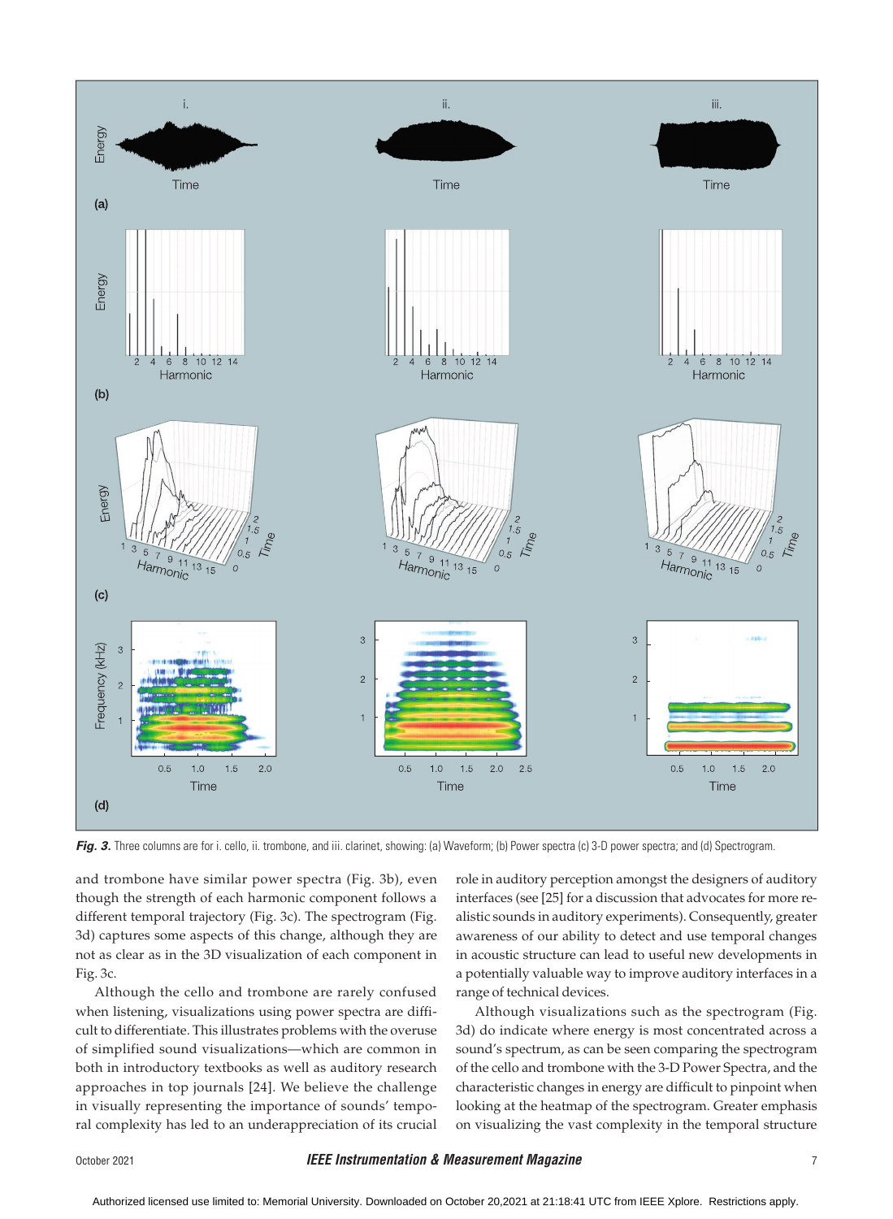*Fig. 3.* Three columns are for i. cello, ii. trombone, and iii. clarinet, showing: (a) Waveform; (b) Power spectra (c) 3-D power spectra; and (d) Spectrogram.

and trombone have similar power spectra (Fig. 3b), even though the strength of each harmonic component follows a different temporal trajectory (Fig. 3c). The spectrogram (Fig. 3d) captures some aspects of this change, although they are not as clear as in the 3D visualization of each component in Fig. 3c.

Although the cello and trombone are rarely confused when listening, visualizations using power spectra are difficult to differentiate. This illustrates problems with the overuse of simplified sound visualizations—which are common in both in introductory textbooks as well as auditory research approaches in top journals [24]. We believe the challenge in visually representing the importance of sounds' temporal complexity has led to an underappreciation of its crucial role in auditory perception amongst the designers of auditory interfaces (see [25] for a discussion that advocates for more realistic sounds in auditory experiments). Consequently, greater awareness of our ability to detect and use temporal changes in acoustic structure can lead to useful new developments in a potentially valuable way to improve auditory interfaces in a range of technical devices.

Although visualizations such as the spectrogram (Fig. 3d) do indicate where energy is most concentrated across a sound's spectrum, as can be seen comparing the spectrogram of the cello and trombone with the 3-D Power Spectra, and the characteristic changes in energy are difficult to pinpoint when looking at the heatmap of the spectrogram. Greater emphasis on visualizing the vast complexity in the temporal structure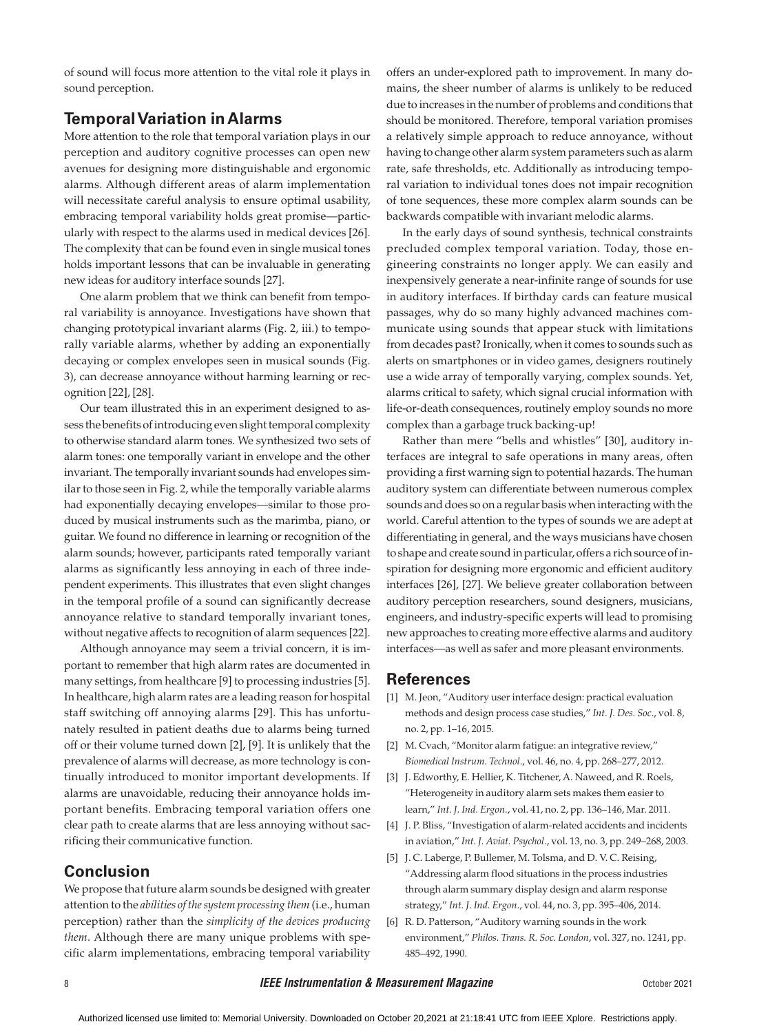of sound will focus more attention to the vital role it plays in sound perception.

## Temporal Variation in Alarms

More attention to the role that temporal variation plays in our perception and auditory cognitive processes can open new avenues for designing more distinguishable and ergonomic alarms. Although different areas of alarm implementation will necessitate careful analysis to ensure optimal usability, embracing temporal variability holds great promise—particularly with respect to the alarms used in medical devices [26]. The complexity that can be found even in single musical tones holds important lessons that can be invaluable in generating new ideas for auditory interface sounds [27].

One alarm problem that we think can benefit from temporal variability is annoyance. Investigations have shown that changing prototypical invariant alarms (Fig. 2, iii.) to temporally variable alarms, whether by adding an exponentially decaying or complex envelopes seen in musical sounds (Fig. 3), can decrease annoyance without harming learning or recognition [22], [28].

Our team illustrated this in an experiment designed to assess the benefits of introducing even slight temporal complexity to otherwise standard alarm tones. We synthesized two sets of alarm tones: one temporally variant in envelope and the other invariant. The temporally invariant sounds had envelopes similar to those seen in Fig. 2, while the temporally variable alarms had exponentially decaying envelopes—similar to those produced by musical instruments such as the marimba, piano, or guitar. We found no difference in learning or recognition of the alarm sounds; however, participants rated temporally variant alarms as significantly less annoying in each of three independent experiments. This illustrates that even slight changes in the temporal profile of a sound can significantly decrease annoyance relative to standard temporally invariant tones, without negative affects to recognition of alarm sequences [22].

Although annoyance may seem a trivial concern, it is important to remember that high alarm rates are documented in many settings, from healthcare [9] to processing industries [5]. In healthcare, high alarm rates are a leading reason for hospital staff switching off annoying alarms [29]. This has unfortunately resulted in patient deaths due to alarms being turned off or their volume turned down [2], [9]. It is unlikely that the prevalence of alarms will decrease, as more technology is continually introduced to monitor important developments. If alarms are unavoidable, reducing their annoyance holds important benefits. Embracing temporal variation offers one clear path to create alarms that are less annoying without sacrificing their communicative function.

## Conclusion

We propose that future alarm sounds be designed with greater attention to the *abilities of the system processing them* (i.e., human perception) rather than the *simplicity of the devices producing them*. Although there are many unique problems with specific alarm implementations, embracing temporal variability offers an under-explored path to improvement. In many domains, the sheer number of alarms is unlikely to be reduced due to increases in the number of problems and conditions that should be monitored. Therefore, temporal variation promises a relatively simple approach to reduce annoyance, without having to change other alarm system parameters such as alarm rate, safe thresholds, etc. Additionally as introducing temporal variation to individual tones does not impair recognition of tone sequences, these more complex alarm sounds can be backwards compatible with invariant melodic alarms.

In the early days of sound synthesis, technical constraints precluded complex temporal variation. Today, those engineering constraints no longer apply. We can easily and inexpensively generate a near-infinite range of sounds for use in auditory interfaces. If birthday cards can feature musical passages, why do so many highly advanced machines communicate using sounds that appear stuck with limitations from decades past? Ironically, when it comes to sounds such as alerts on smartphones or in video games, designers routinely use a wide array of temporally varying, complex sounds. Yet, alarms critical to safety, which signal crucial information with life-or-death consequences, routinely employ sounds no more complex than a garbage truck backing-up!

Rather than mere "bells and whistles" [30], auditory interfaces are integral to safe operations in many areas, often providing a first warning sign to potential hazards. The human auditory system can differentiate between numerous complex sounds and does so on a regular basis when interacting with the world. Careful attention to the types of sounds we are adept at differentiating in general, and the ways musicians have chosen to shape and create sound in particular, offers a rich source of inspiration for designing more ergonomic and efficient auditory interfaces [26], [27]. We believe greater collaboration between auditory perception researchers, sound designers, musicians, engineers, and industry-specific experts will lead to promising new approaches to creating more effective alarms and auditory interfaces—as well as safer and more pleasant environments.

## References

[1] M. Jeon, "Auditory user interface design: practical evaluation methods and design process case studies," *Int. J. Des. Soc.*, vol. 8, no. 2, pp. 1–16, 2015.

[2] M. Cvach, "Monitor alarm fatigue: an integrative review," *Biomedical Instrum. Technol.*, vol. 46, no. 4, pp. 268–277, 2012.

[3] J. Edworthy, E. Hellier, K. Titchener, A. Naweed, and R. Roels, "Heterogeneity in auditory alarm sets makes them easier to learn," *Int. J. Ind. Ergon.*, vol. 41, no. 2, pp. 136–146, Mar. 2011.

[4] J. P. Bliss, "Investigation of alarm-related accidents and incidents in aviation," *Int. J. Aviat. Psychol.*, vol. 13, no. 3, pp. 249–268, 2003.

[5] J. C. Laberge, P. Bullemer, M. Tolsma, and D. V. C. Reising, "Addressing alarm flood situations in the process industries through alarm summary display design and alarm response strategy," *Int. J. Ind. Ergon.*, vol. 44, no. 3, pp. 395–406, 2014.

[6] R. D. Patterson, "Auditory warning sounds in the work environment," *Philos. Trans. R. Soc. London*, vol. 327, no. 1241, pp. 485–492, 1990.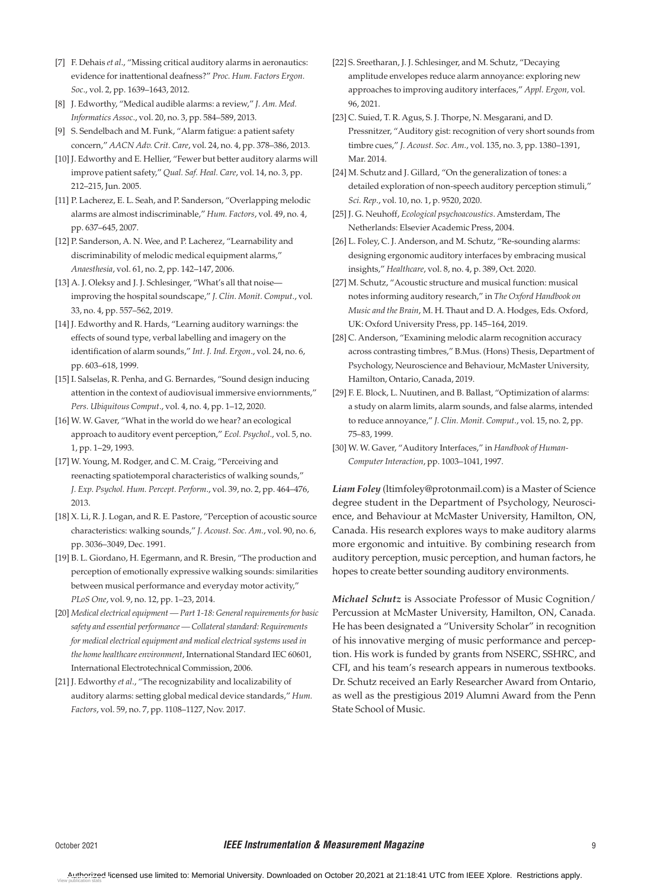[7] F. Dehais *et al.*, "Missing critical auditory alarms in aeronautics: evidence for inattentional deafness?" *Proc. Hum. Factors Ergon. Soc.*, vol. 2, pp. 1639–1643, 2012.

[8] J. Edworthy, "Medical audible alarms: a review," *J. Am. Med. Informatics Assoc.*, vol. 20, no. 3, pp. 584–589, 2013.

[9] S. Sendelbach and M. Funk, "Alarm fatigue: a patient safety concern," *AACN Adv. Crit. Care*, vol. 24, no. 4, pp. 378–386, 2013.

[10] J. Edworthy and E. Hellier, "Fewer but better auditory alarms will improve patient safety," *Qual. Saf. Heal. Care*, vol. 14, no. 3, pp. 212–215, Jun. 2005.

[11] P. Lacherez, E. L. Seah, and P. Sanderson, "Overlapping melodic alarms are almost indiscriminable," *Hum. Factors*, vol. 49, no. 4, pp. 637–645, 2007.

[12] P. Sanderson, A. N. Wee, and P. Lacherez, "Learnability and discriminability of melodic medical equipment alarms," *Anaesthesia*, vol. 61, no. 2, pp. 142–147, 2006.

[13] A. J. Oleksy and J. J. Schlesinger, "What's all that noise—improving the hospital soundscape," *J. Clin. Monit. Comput.*, vol. 33, no. 4, pp. 557–562, 2019.

[14] J. Edworthy and R. Hards, "Learning auditory warnings: the effects of sound type, verbal labelling and imagery on the identification of alarm sounds," *Int. J. Ind. Ergon.*, vol. 24, no. 6, pp. 603–618, 1999.

[15] I. Salselas, R. Penha, and G. Bernardes, "Sound design inducing attention in the context of audiovisual immersive enviornments," *Pers. Ubiquitous Comput.*, vol. 4, no. 4, pp. 1–12, 2020.

[16] W. W. Gaver, "What in the world do we hear? an ecological approach to auditory event perception," *Ecol. Psychol.*, vol. 5, no. 1, pp. 1–29, 1993.

[17] W. Young, M. Rodger, and C. M. Craig, "Perceiving and reenacting spatiotemporal characteristics of walking sounds," *J. Exp. Psychol. Hum. Percept. Perform.*, vol. 39, no. 2, pp. 464–476, 2013.

[18] X. Li, R. J. Logan, and R. E. Pastore, "Perception of acoustic source characteristics: walking sounds," *J. Acoust. Soc. Am.*, vol. 90, no. 6, pp. 3036–3049, Dec. 1991.

[19] B. L. Giordano, H. Egermann, and R. Bresin, "The production and perception of emotionally expressive walking sounds: similarities between musical performance and everyday motor activity," *PLoS One*, vol. 9, no. 12, pp. 1–23, 2014.

[20] *Medical electrical equipment — Part 1-18: General requirements for basic safety and essential performance — Collateral standard: Requirements for medical electrical equipment and medical electrical systems used in the home healthcare environment*, International Standard IEC 60601, International Electrotechnical Commission, 2006.

[21] J. Edworthy *et al.*, "The recognizability and localizability of auditory alarms: setting global medical device standards," *Hum. Factors*, vol. 59, no. 7, pp. 1108–1127, Nov. 2017.

[22] S. Sreetharan, J. J. Schlesinger, and M. Schutz, "Decaying amplitude envelopes reduce alarm annoyance: exploring new approaches to improving auditory interfaces," *Appl. Ergon*, vol. 96, 2021.

[23] C. Suied, T. R. Agus, S. J. Thorpe, N. Mesgarani, and D. Pressnitzer, "Auditory gist: recognition of very short sounds from timbre cues," *J. Acoust. Soc. Am.*, vol. 135, no. 3, pp. 1380–1391, Mar. 2014.

[24] M. Schutz and J. Gillard, "On the generalization of tones: a detailed exploration of non-speech auditory perception stimuli," *Sci. Rep.*, vol. 10, no. 1, p. 9520, 2020.

[25] J. G. Neuhoff, *Ecological psychoacoustics*. Amsterdam, The Netherlands: Elsevier Academic Press, 2004.

[26] L. Foley, C. J. Anderson, and M. Schutz, "Re-sounding alarms: designing ergonomic auditory interfaces by embracing musical insights," *Healthcare*, vol. 8, no. 4, p. 389, Oct. 2020.

[27] M. Schutz, "Acoustic structure and musical function: musical notes informing auditory research," in *The Oxford Handbook on Music and the Brain*, M. H. Thaut and D. A. Hodges, Eds. Oxford, UK: Oxford University Press, pp. 145–164, 2019.

[28] C. Anderson, "Examining melodic alarm recognition accuracy across contrasting timbres," B.Mus. (Hons) Thesis, Department of Psychology, Neuroscience and Behaviour, McMaster University, Hamilton, Ontario, Canada, 2019.

[29] F. E. Block, L. Nuutinen, and B. Ballast, "Optimization of alarms: a study on alarm limits, alarm sounds, and false alarms, intended to reduce annoyance," *J. Clin. Monit. Comput.*, vol. 15, no. 2, pp. 75–83, 1999.

[30] W. W. Gaver, "Auditory Interfaces," in *Handbook of Human-Computer Interaction*, pp. 1003–1041, 1997.

***Liam Foley*** (ltimfoley@protonmail.com) is a Master of Science degree student in the Department of Psychology, Neuroscience, and Behaviour at McMaster University, Hamilton, ON, Canada. His research explores ways to make auditory alarms more ergonomic and intuitive. By combining research from auditory perception, music perception, and human factors, he hopes to create better sounding auditory environments.

***Michael Schutz*** is Associate Professor of Music Cognition/Percussion at McMaster University, Hamilton, ON, Canada. He has been designated a "University Scholar" in recognition of his innovative merging of music performance and perception. His work is funded by grants from NSERC, SSHRC, and CFI, and his team's research appears in numerous textbooks. Dr. Schutz received an Early Researcher Award from Ontario, as well as the prestigious 2019 Alumni Award from the Penn State School of Music.